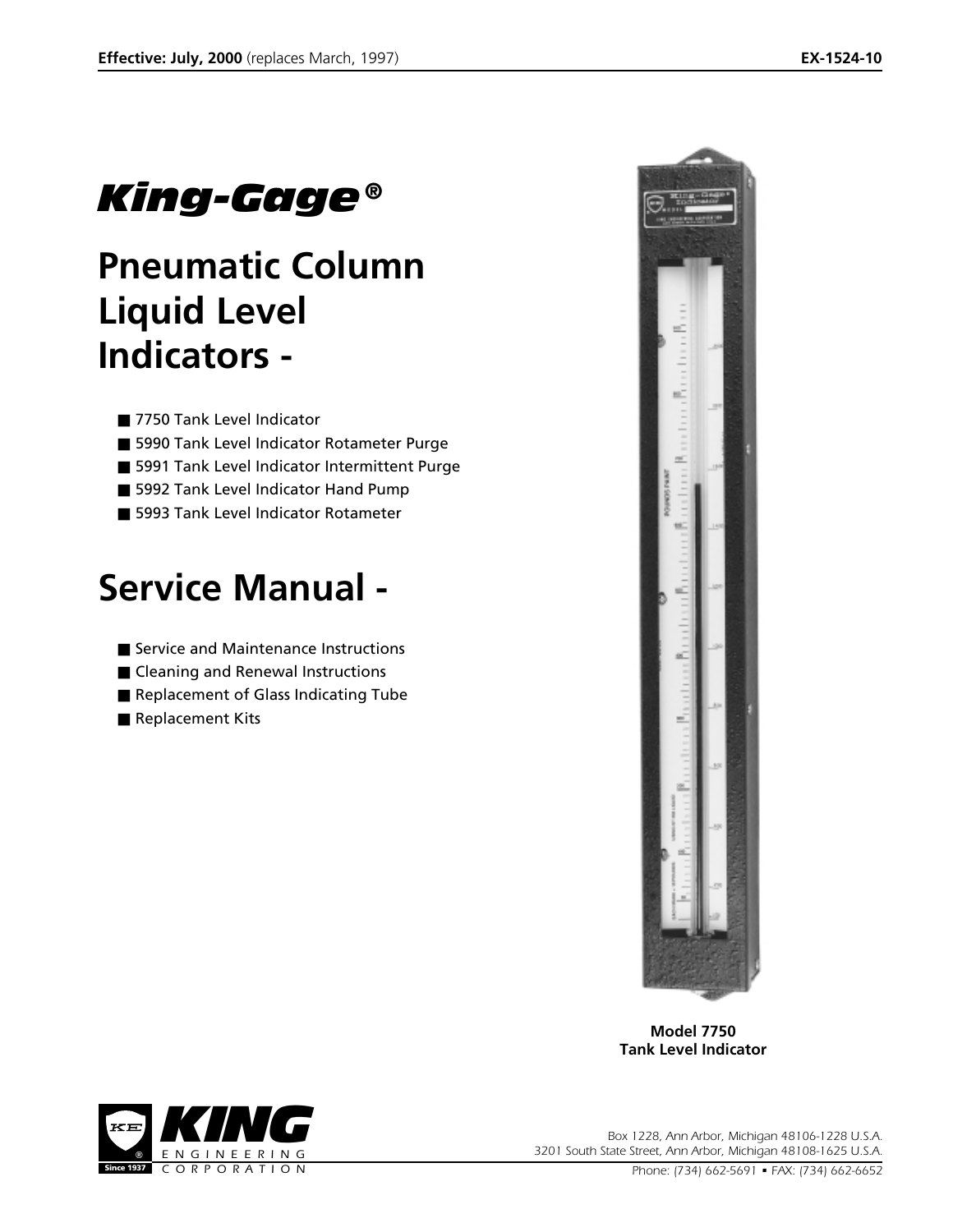Effective: July, 2000 (replaces March, 1997)

EX-1524-10

# King-Gage®

# Pneumatic Column Liquid Level Indicators -

- 7750 Tank Level Indicator
- 5990 Tank Level Indicator Rotameter Purge
- 5991 Tank Level Indicator Intermittent Purge
- 5992 Tank Level Indicator Hand Pump
- 5993 Tank Level Indicator Rotameter

# Service Manual -

- Service and Maintenance Instructions
- Cleaning and Renewal Instructions
- Replacement of Glass Indicating Tube
- Replacement Kits

**Model 7750**
**Tank Level Indicator**

KING ENGINEERING CORPORATION
Since 1937

*Box 1228, Ann Arbor, Michigan 48106-1228 U.S.A.*
*3201 South State Street, Ann Arbor, Michigan 48108-1625 U.S.A.*
*Phone: (734) 662-5691 ▪ FAX: (734) 662-6652*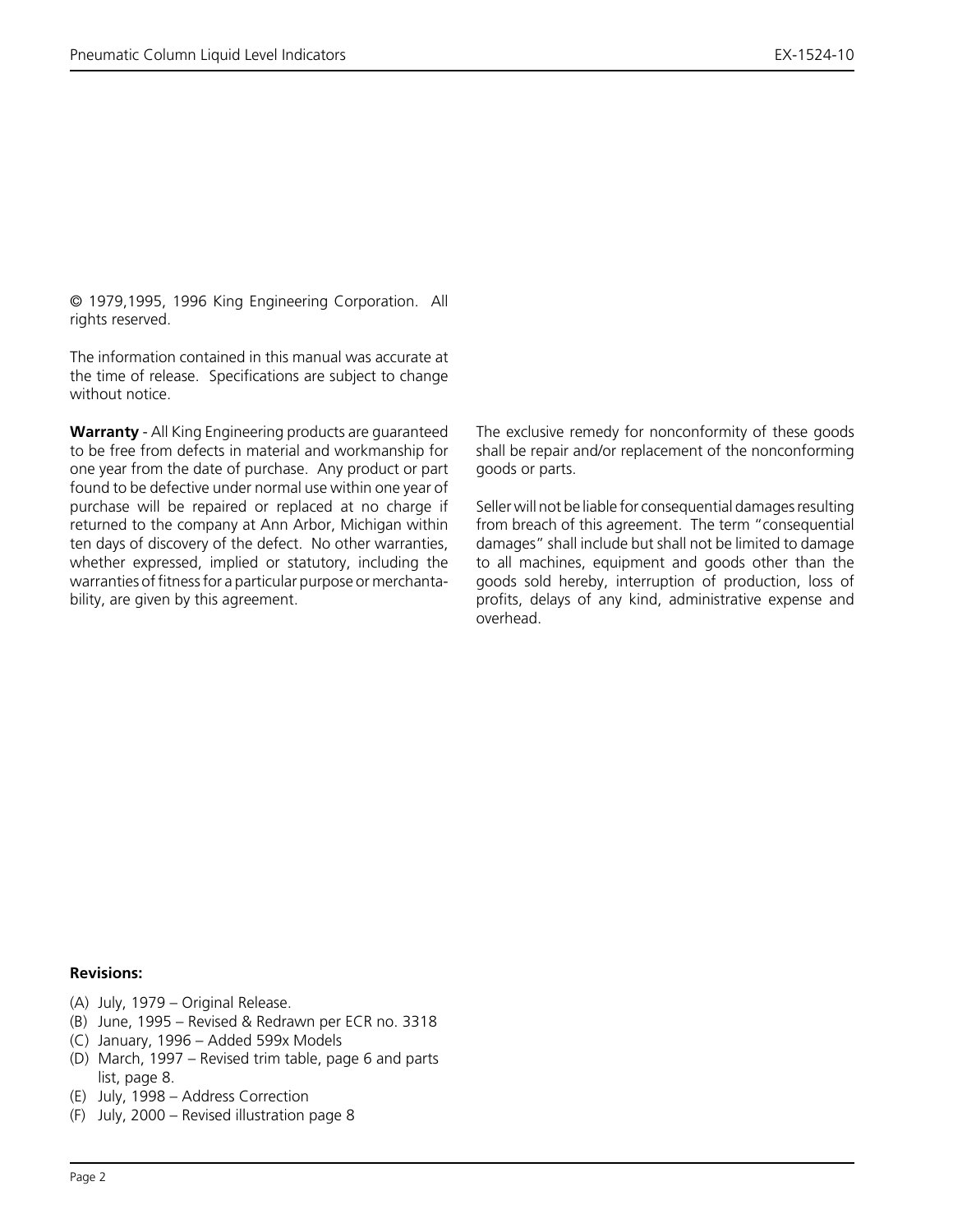© 1979,1995, 1996 King Engineering Corporation. All rights reserved.

The information contained in this manual was accurate at the time of release. Specifications are subject to change without notice.

**Warranty** - All King Engineering products are guaranteed to be free from defects in material and workmanship for one year from the date of purchase. Any product or part found to be defective under normal use within one year of purchase will be repaired or replaced at no charge if returned to the company at Ann Arbor, Michigan within ten days of discovery of the defect. No other warranties, whether expressed, implied or statutory, including the warranties of fitness for a particular purpose or merchantability, are given by this agreement.

The exclusive remedy for nonconformity of these goods shall be repair and/or replacement of the nonconforming goods or parts.

Seller will not be liable for consequential damages resulting from breach of this agreement. The term "consequential damages" shall include but shall not be limited to damage to all machines, equipment and goods other than the goods sold hereby, interruption of production, loss of profits, delays of any kind, administrative expense and overhead.

**Revisions:**

(A) July, 1979 – Original Release.
(B) June, 1995 – Revised & Redrawn per ECR no. 3318
(C) January, 1996 – Added 599x Models
(D) March, 1997 – Revised trim table, page 6 and parts list, page 8.
(E) July, 1998 – Address Correction
(F) July, 2000 – Revised illustration page 8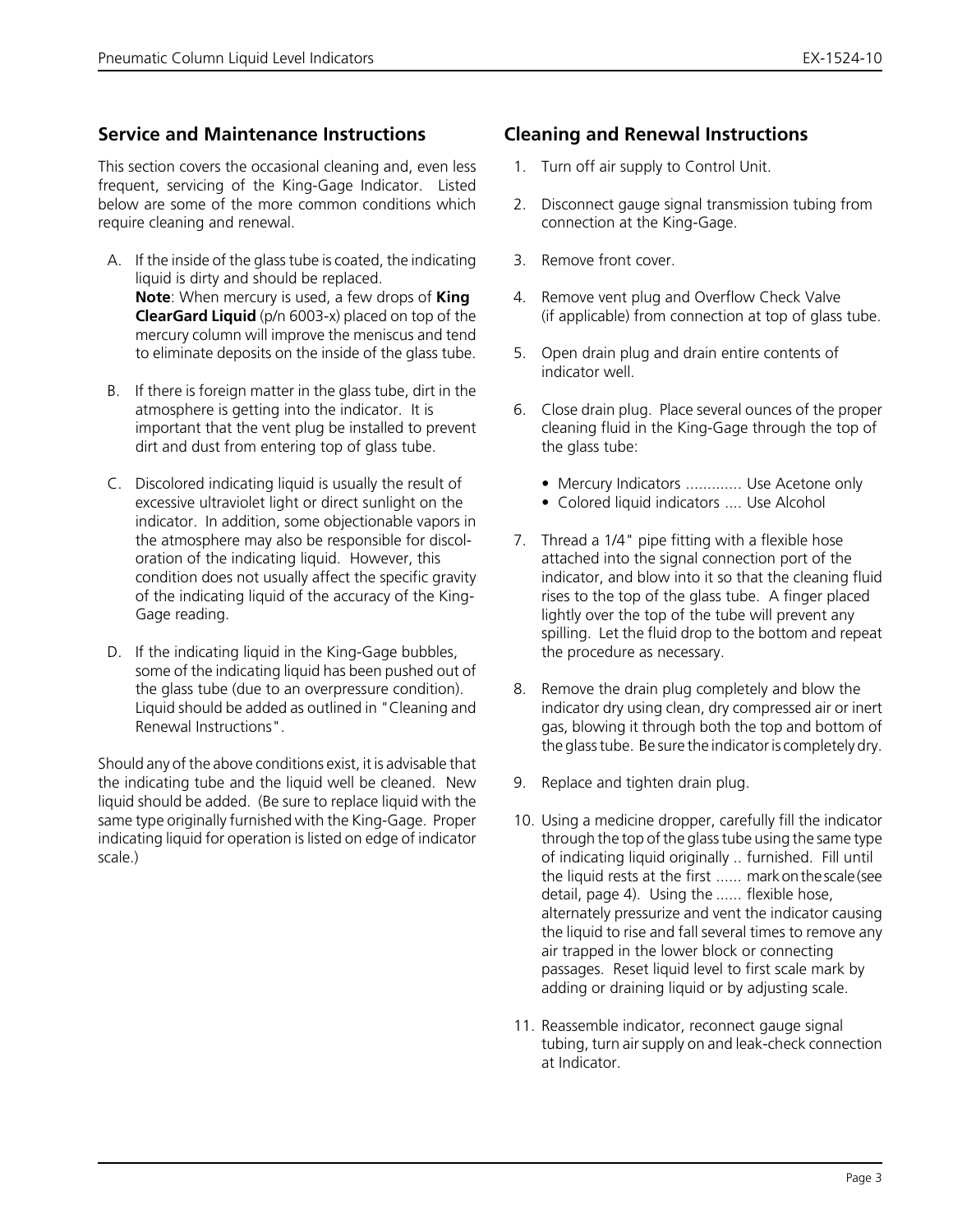## Service and Maintenance Instructions

This section covers the occasional cleaning and, even less frequent, servicing of the King-Gage Indicator. Listed below are some of the more common conditions which require cleaning and renewal.

A. If the inside of the glass tube is coated, the indicating liquid is dirty and should be replaced.
**Note**: When mercury is used, a few drops of **King ClearGard Liquid** (p/n 6003-x) placed on top of the mercury column will improve the meniscus and tend to eliminate deposits on the inside of the glass tube.

B. If there is foreign matter in the glass tube, dirt in the atmosphere is getting into the indicator. It is important that the vent plug be installed to prevent dirt and dust from entering top of glass tube.

C. Discolored indicating liquid is usually the result of excessive ultraviolet light or direct sunlight on the indicator. In addition, some objectionable vapors in the atmosphere may also be responsible for discoloration of the indicating liquid. However, this condition does not usually affect the specific gravity of the indicating liquid of the accuracy of the King-Gage reading.

D. If the indicating liquid in the King-Gage bubbles, some of the indicating liquid has been pushed out of the glass tube (due to an overpressure condition). Liquid should be added as outlined in "Cleaning and Renewal Instructions".

Should any of the above conditions exist, it is advisable that the indicating tube and the liquid well be cleaned. New liquid should be added. (Be sure to replace liquid with the same type originally furnished with the King-Gage. Proper indicating liquid for operation is listed on edge of indicator scale.)

## Cleaning and Renewal Instructions

1. Turn off air supply to Control Unit.

2. Disconnect gauge signal transmission tubing from connection at the King-Gage.

3. Remove front cover.

4. Remove vent plug and Overflow Check Valve (if applicable) from connection at top of glass tube.

5. Open drain plug and drain entire contents of indicator well.

6. Close drain plug. Place several ounces of the proper cleaning fluid in the King-Gage through the top of the glass tube:

   - Mercury Indicators ............. Use Acetone only
   - Colored liquid indicators .... Use Alcohol

7. Thread a 1/4" pipe fitting with a flexible hose attached into the signal connection port of the indicator, and blow into it so that the cleaning fluid rises to the top of the glass tube. A finger placed lightly over the top of the tube will prevent any spilling. Let the fluid drop to the bottom and repeat the procedure as necessary.

8. Remove the drain plug completely and blow the indicator dry using clean, dry compressed air or inert gas, blowing it through both the top and bottom of the glass tube. Be sure the indicator is completely dry.

9. Replace and tighten drain plug.

10. Using a medicine dropper, carefully fill the indicator through the top of the glass tube using the same type of indicating liquid originally .. furnished. Fill until the liquid rests at the first ...... mark on the scale (see detail, page 4). Using the ...... flexible hose, alternately pressurize and vent the indicator causing the liquid to rise and fall several times to remove any air trapped in the lower block or connecting passages. Reset liquid level to first scale mark by adding or draining liquid or by adjusting scale.

11. Reassemble indicator, reconnect gauge signal tubing, turn air supply on and leak-check connection at Indicator.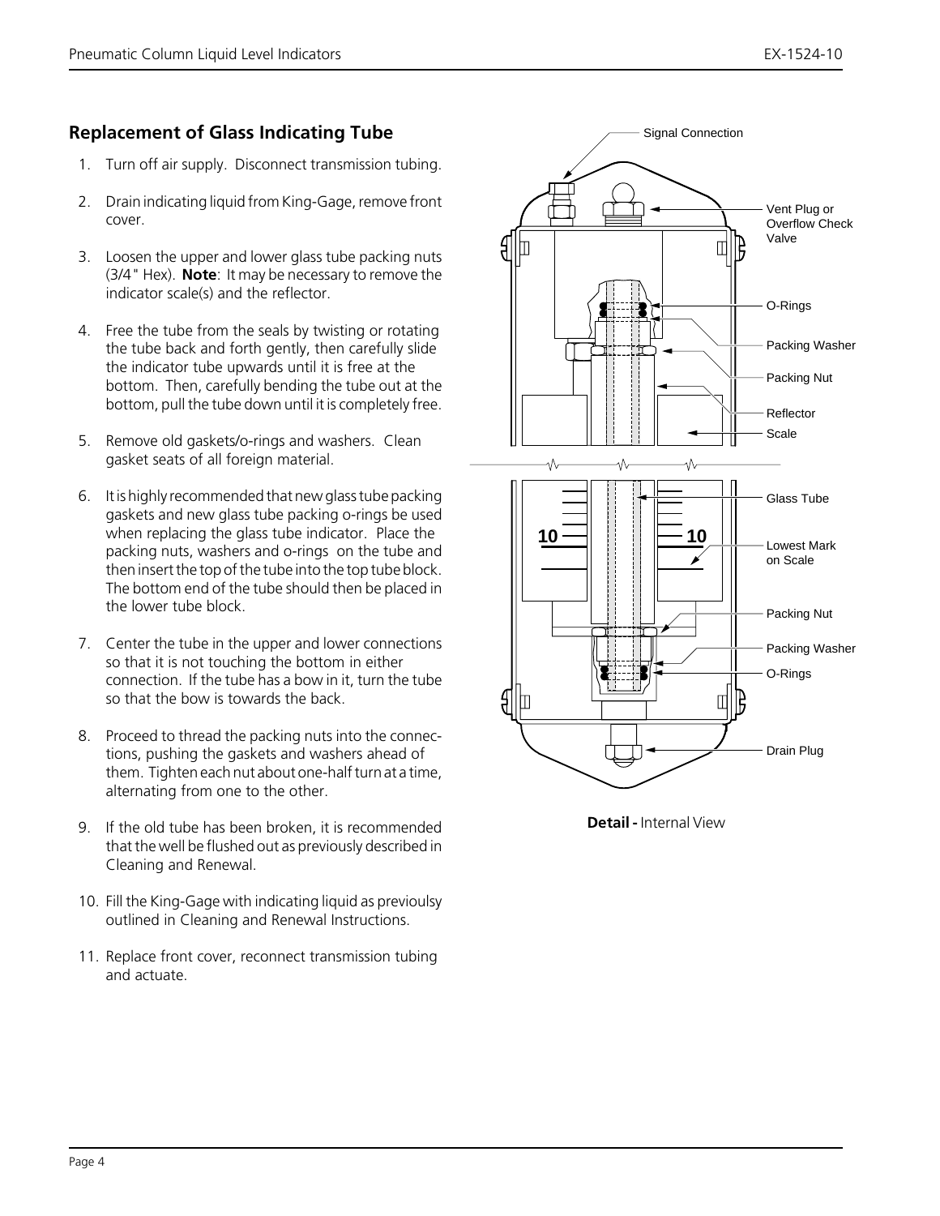## Replacement of Glass Indicating Tube

1. Turn off air supply. Disconnect transmission tubing.
2. Drain indicating liquid from King-Gage, remove front cover.
3. Loosen the upper and lower glass tube packing nuts (3/4" Hex). **Note**: It may be necessary to remove the indicator scale(s) and the reflector.
4. Free the tube from the seals by twisting or rotating the tube back and forth gently, then carefully slide the indicator tube upwards until it is free at the bottom. Then, carefully bending the tube out at the bottom, pull the tube down until it is completely free.
5. Remove old gaskets/o-rings and washers. Clean gasket seats of all foreign material.
6. It is highly recommended that new glass tube packing gaskets and new glass tube packing o-rings be used when replacing the glass tube indicator. Place the packing nuts, washers and o-rings on the tube and then insert the top of the tube into the top tube block. The bottom end of the tube should then be placed in the lower tube block.
7. Center the tube in the upper and lower connections so that it is not touching the bottom in either connection. If the tube has a bow in it, turn the tube so that the bow is towards the back.
8. Proceed to thread the packing nuts into the connections, pushing the gaskets and washers ahead of them. Tighten each nut about one-half turn at a time, alternating from one to the other.
9. If the old tube has been broken, it is recommended that the well be flushed out as previously described in Cleaning and Renewal.
10. Fill the King-Gage with indicating liquid as previoulsy outlined in Cleaning and Renewal Instructions.
11. Replace front cover, reconnect transmission tubing and actuate.

Signal Connection

Vent Plug or Overflow Check Valve

O-Rings

Packing Washer

Packing Nut

Reflector

Scale

Glass Tube

10

10

Lowest Mark on Scale

Packing Nut

Packing Washer

O-Rings

Drain Plug

**Detail -** Internal View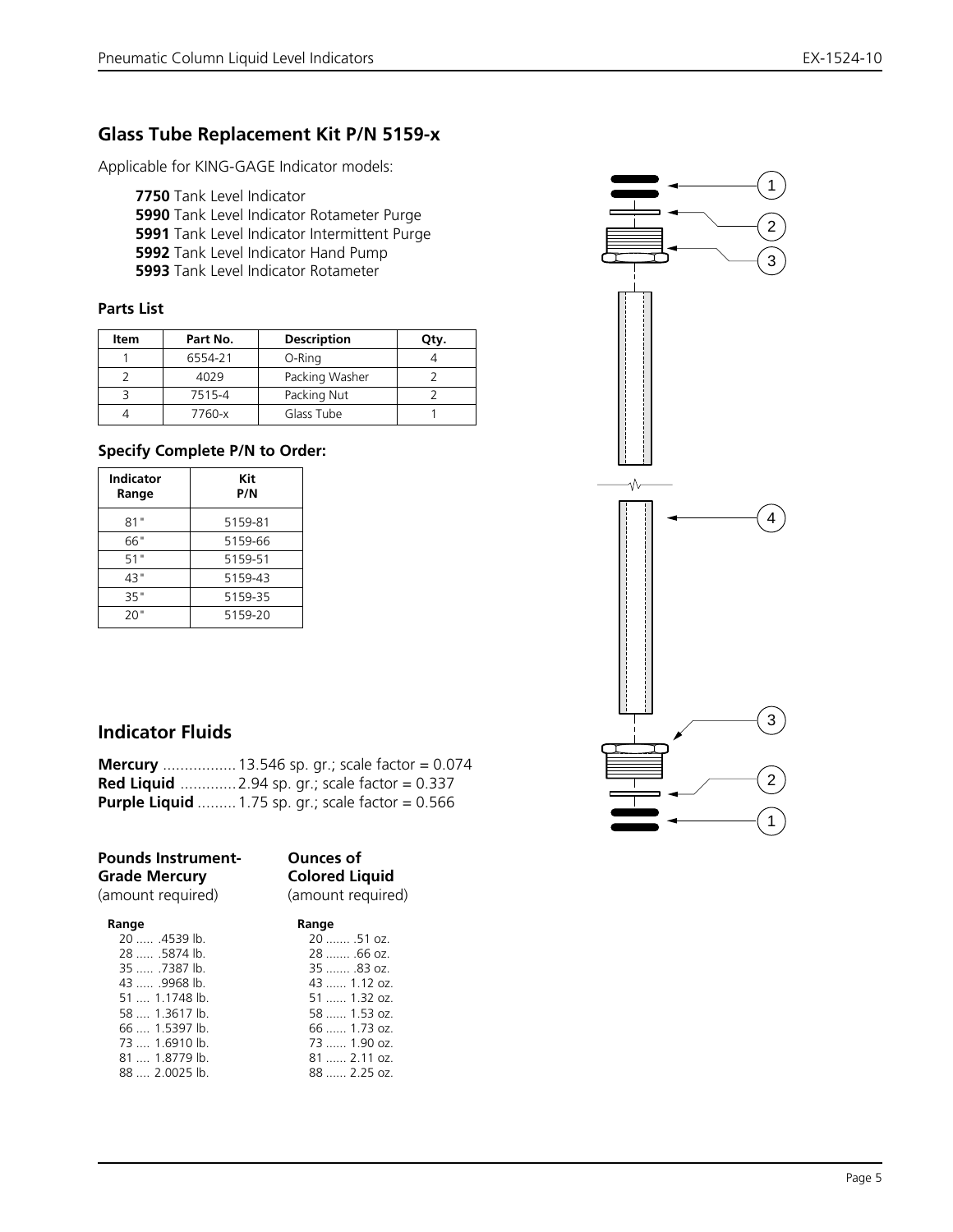## Glass Tube Replacement Kit P/N 5159-x

Applicable for KING-GAGE Indicator models:

- **7750** Tank Level Indicator
- **5990** Tank Level Indicator Rotameter Purge
- **5991** Tank Level Indicator Intermittent Purge
- **5992** Tank Level Indicator Hand Pump
- **5993** Tank Level Indicator Rotameter

### Parts List

| Item | Part No. | Description | Qty. |
|---|---|---|---|
| 1 | 6554-21 | O-Ring | 4 |
| 2 | 4029 | Packing Washer | 2 |
| 3 | 7515-4 | Packing Nut | 2 |
| 4 | 7760-x | Glass Tube | 1 |

### Specify Complete P/N to Order:

| Indicator Range | Kit P/N |
|---|---|
| 81" | 5159-81 |
| 66" | 5159-66 |
| 51" | 5159-51 |
| 43" | 5159-43 |
| 35" | 5159-35 |
| 20" | 5159-20 |

## Indicator Fluids

**Mercury** ................ 13.546 sp. gr.; scale factor = 0.074
**Red Liquid** ............ 2.94 sp. gr.; scale factor = 0.337
**Purple Liquid** ......... 1.75 sp. gr.; scale factor = 0.566

**Pounds Instrument-Grade Mercury**
(amount required)

**Range**
20 ..... .4539 lb.
28 ..... .5874 lb.
35 ..... .7387 lb.
43 ..... .9968 lb.
51 .... 1.1748 lb.
58 .... 1.3617 lb.
66 .... 1.5397 lb.
73 .... 1.6910 lb.
81 .... 1.8779 lb.
88 .... 2.0025 lb.

**Ounces of Colored Liquid**
(amount required)

**Range**
20 ....... .51 oz.
28 ....... .66 oz.
35 ....... .83 oz.
43 ...... 1.12 oz.
51 ...... 1.32 oz.
58 ...... 1.53 oz.
66 ...... 1.73 oz.
73 ...... 1.90 oz.
81 ...... 2.11 oz.
88 ...... 2.25 oz.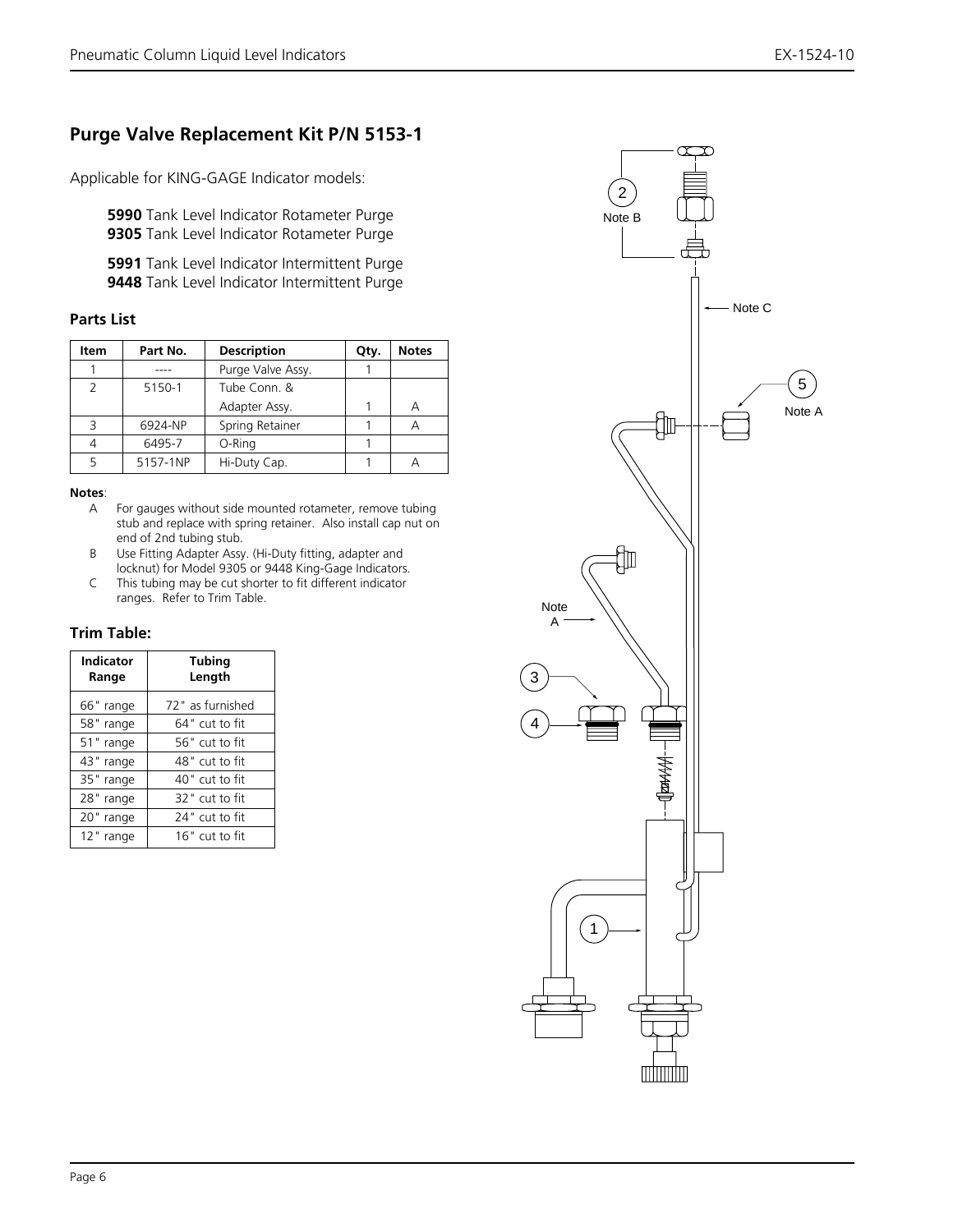## Purge Valve Replacement Kit P/N 5153-1

Applicable for KING-GAGE Indicator models:

**5990** Tank Level Indicator Rotameter Purge
**9305** Tank Level Indicator Rotameter Purge

**5991** Tank Level Indicator Intermittent Purge
**9448** Tank Level Indicator Intermittent Purge

### Parts List

| Item | Part No. | Description | Qty. | Notes |
|---|---|---|---|---|
| 1 | ---- | Purge Valve Assy. | 1 | |
| 2 | 5150-1 | Tube Conn. & Adapter Assy. | 1 | A |
| 3 | 6924-NP | Spring Retainer | 1 | A |
| 4 | 6495-7 | O-Ring | 1 | |
| 5 | 5157-1NP | Hi-Duty Cap. | 1 | A |

**Notes**:

- A For gauges without side mounted rotameter, remove tubing stub and replace with spring retainer. Also install cap nut on end of 2nd tubing stub.
- B Use Fitting Adapter Assy. (Hi-Duty fitting, adapter and locknut) for Model 9305 or 9448 King-Gage Indicators.
- C This tubing may be cut shorter to fit different indicator ranges. Refer to Trim Table.

### Trim Table:

| Indicator Range | Tubing Length |
|---|---|
| 66" range | 72" as furnished |
| 58" range | 64" cut to fit |
| 51" range | 56" cut to fit |
| 43" range | 48" cut to fit |
| 35" range | 40" cut to fit |
| 28" range | 32" cut to fit |
| 20" range | 24" cut to fit |
| 12" range | 16" cut to fit |

2
Note B

Note C

5
Note A

Note
A

3

4

1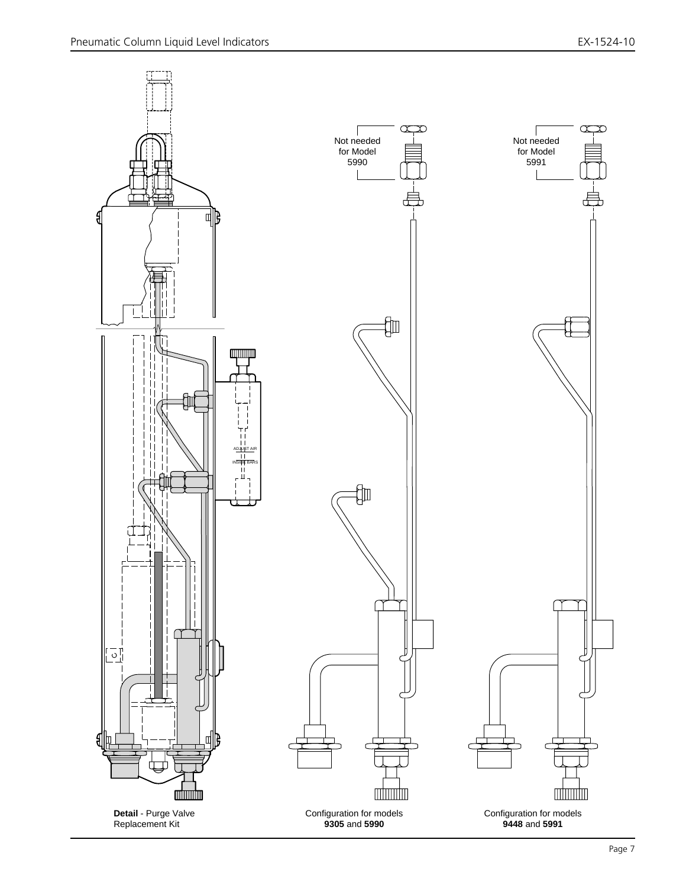Not needed for Model 5990

Not needed for Model 5991

ADJUST AIR

INSIDE BARS

**Detail** - Purge Valve Replacement Kit

Configuration for models **9305** and **5990**

Configuration for models **9448** and **5991**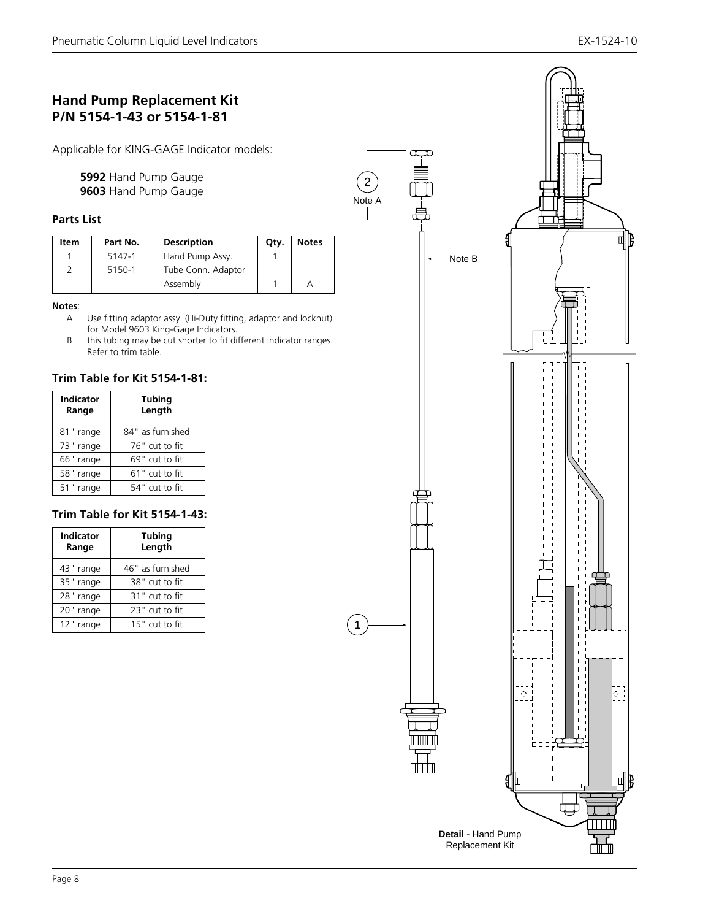## Hand Pump Replacement Kit P/N 5154-1-43 or 5154-1-81

Applicable for KING-GAGE Indicator models:

**5992** Hand Pump Gauge
**9603** Hand Pump Gauge

### Parts List

| Item | Part No. | Description | Qty. | Notes |
|---|---|---|---|---|
| 1 | 5147-1 | Hand Pump Assy. | 1 | |
| 2 | 5150-1 | Tube Conn. Adaptor Assembly | 1 | A |

**Notes**:

A Use fitting adaptor assy. (Hi-Duty fitting, adaptor and locknut) for Model 9603 King-Gage Indicators.

B this tubing may be cut shorter to fit different indicator ranges. Refer to trim table.

### Trim Table for Kit 5154-1-81:

| Indicator Range | Tubing Length |
|---|---|
| 81" range | 84" as furnished |
| 73" range | 76" cut to fit |
| 66" range | 69" cut to fit |
| 58" range | 61" cut to fit |
| 51" range | 54" cut to fit |

### Trim Table for Kit 5154-1-43:

| Indicator Range | Tubing Length |
|---|---|
| 43" range | 46" as furnished |
| 35" range | 38" cut to fit |
| 28" range | 31" cut to fit |
| 20" range | 23" cut to fit |
| 12" range | 15" cut to fit |

2 Note A

Note B

1

**Detail** - Hand Pump Replacement Kit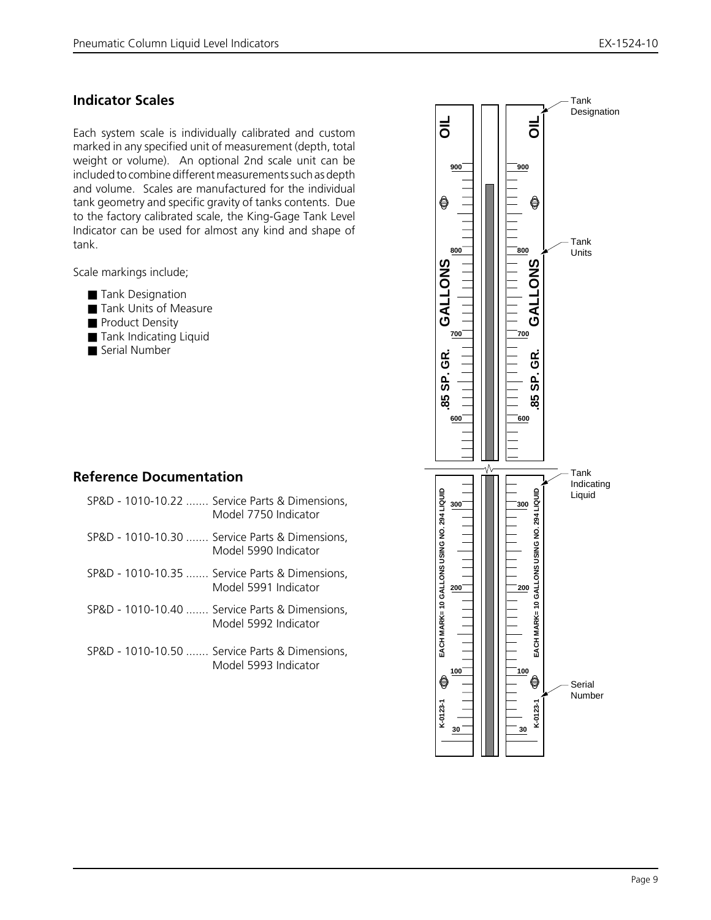## Indicator Scales

Each system scale is individually calibrated and custom marked in any specified unit of measurement (depth, total weight or volume). An optional 2nd scale unit can be included to combine different measurements such as depth and volume. Scales are manufactured for the individual tank geometry and specific gravity of tanks contents. Due to the factory calibrated scale, the King-Gage Tank Level Indicator can be used for almost any kind and shape of tank.

Scale markings include;

- Tank Designation
- Tank Units of Measure
- Product Density
- Tank Indicating Liquid
- Serial Number

## Reference Documentation

- SP&D - 1010-10.22 ....... Service Parts & Dimensions, Model 7750 Indicator
- SP&D - 1010-10.30 ....... Service Parts & Dimensions, Model 5990 Indicator
- SP&D - 1010-10.35 ....... Service Parts & Dimensions, Model 5991 Indicator
- SP&D - 1010-10.40 ....... Service Parts & Dimensions, Model 5992 Indicator
- SP&D - 1010-10.50 ....... Service Parts & Dimensions, Model 5993 Indicator